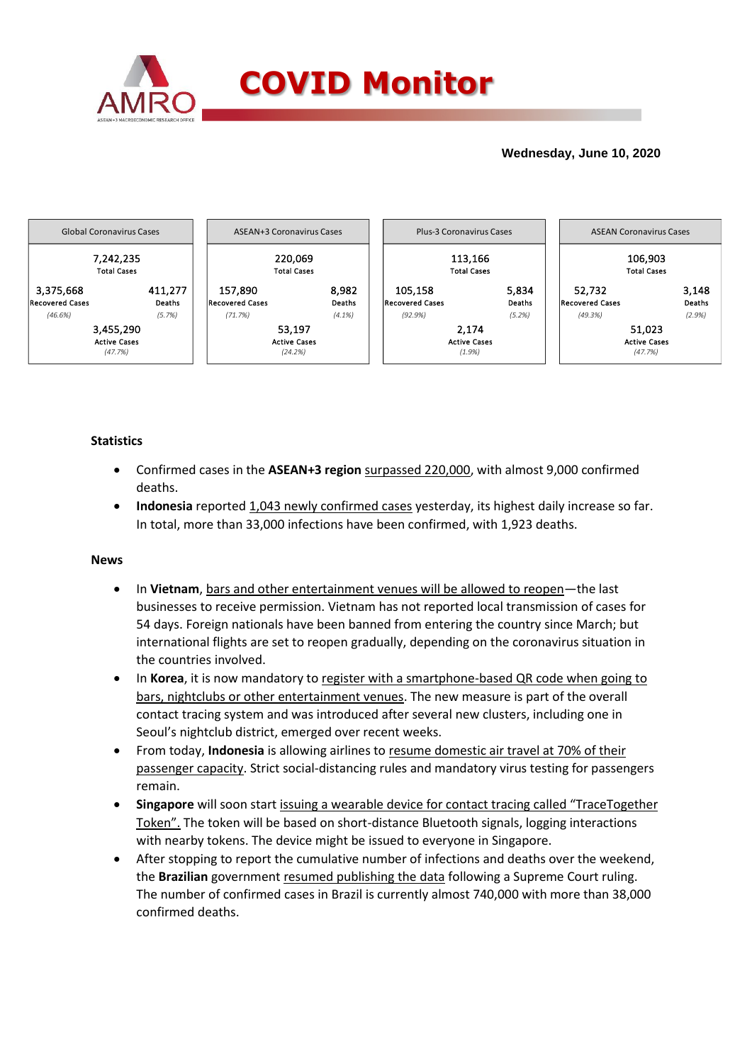# COVID Monitor

**Wednesday, June 10, 2020**

| Global Coronavirus Cases | | ASEAN+3 Coronavirus Cases | | Plus-3 Coronavirus Cases | | ASEAN Coronavirus Cases | |
|---|---|---|---|---|---|---|---|
| 7,242,235 Total Cases | | 220,069 Total Cases | | 113,166 Total Cases | | 106,903 Total Cases | |
| 3,375,668 Recovered Cases (46.6%) | 411,277 Deaths (5.7%) | 157,890 Recovered Cases (71.7%) | 8,982 Deaths (4.1%) | 105,158 Recovered Cases (92.9%) | 5,834 Deaths (5.2%) | 52,732 Recovered Cases (49.3%) | 3,148 Deaths (2.9%) |
| 3,455,290 Active Cases (47.7%) | | 53,197 Active Cases (24.2%) | | 2,174 Active Cases (1.9%) | | 51,023 Active Cases (47.7%) | |

**Statistics**

- Confirmed cases in the **ASEAN+3 region** surpassed 220,000, with almost 9,000 confirmed deaths.
- **Indonesia** reported 1,043 newly confirmed cases yesterday, its highest daily increase so far. In total, more than 33,000 infections have been confirmed, with 1,923 deaths.

**News**

- In **Vietnam**, bars and other entertainment venues will be allowed to reopen—the last businesses to receive permission. Vietnam has not reported local transmission of cases for 54 days. Foreign nationals have been banned from entering the country since March; but international flights are set to reopen gradually, depending on the coronavirus situation in the countries involved.
- In **Korea**, it is now mandatory to register with a smartphone-based QR code when going to bars, nightclubs or other entertainment venues. The new measure is part of the overall contact tracing system and was introduced after several new clusters, including one in Seoul's nightclub district, emerged over recent weeks.
- From today, **Indonesia** is allowing airlines to resume domestic air travel at 70% of their passenger capacity. Strict social-distancing rules and mandatory virus testing for passengers remain.
- **Singapore** will soon start issuing a wearable device for contact tracing called "TraceTogether Token". The token will be based on short-distance Bluetooth signals, logging interactions with nearby tokens. The device might be issued to everyone in Singapore.
- After stopping to report the cumulative number of infections and deaths over the weekend, the **Brazilian** government resumed publishing the data following a Supreme Court ruling. The number of confirmed cases in Brazil is currently almost 740,000 with more than 38,000 confirmed deaths.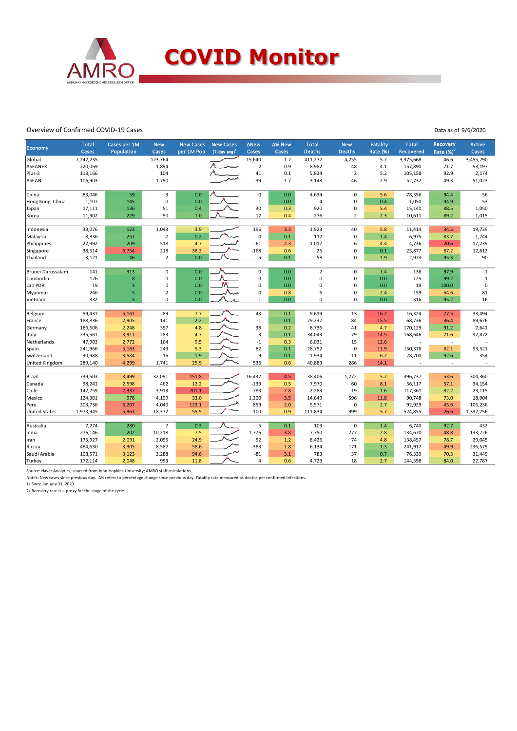# COVID Monitor

Overview of Confirmed COVID-19 Cases

Data as of 9/6/2020

| Economy | Total Cases | Cases per 1M Population | New Cases | New Cases per 1M Pop. | New Cases (7-day avg)[1] | ΔNew Cases | Δ% New Cases | Total Deaths | New Deaths | Fatality Rate (%) | Total Recovered | Recovery Rate (%)[2] | Active Cases |
|---|---|---|---|---|---|---|---|---|---|---|---|---|---|
| Global | 7,242,235 | | 123,764 | | | 15,640 | 1.7 | 411,277 | 4,755 | 5.7 | 3,375,668 | 46.6 | 3,455,290 |
| ASEAN+3 | 220,069 | | 1,894 | | | 2 | 0.9 | 8,982 | 48 | 4.1 | 157,890 | 71.7 | 53,197 |
| Plus-3 | 113,166 | | 104 | | | 41 | 0.1 | 5,834 | 2 | 5.2 | 105,158 | 92.9 | 2,174 |
| ASEAN | 106,903 | | 1,790 | | | -39 | 1.7 | 3,148 | 46 | 2.9 | 52,732 | 49.3 | 51,023 |
| | | | | | | | | | | | | | |
| China | 83,046 | 59 | 3 | 0.0 | | 0 | 0.0 | 4,634 | 0 | 5.6 | 78,356 | 94.4 | 56 |
| Hong Kong, China | 1,107 | 145 | 0 | 0.0 | | -1 | 0.0 | 4 | 0 | 0.4 | 1,050 | 94.9 | 53 |
| Japan | 17,111 | 136 | 51 | 0.4 | | 30 | 0.3 | 920 | 0 | 5.4 | 15,141 | 88.5 | 1,050 |
| Korea | 11,902 | 229 | 50 | 1.0 | | 12 | 0.4 | 276 | 2 | 2.3 | 10,611 | 89.2 | 1,015 |
| | | | | | | | | | | | | | |
| Indonesia | 33,076 | 123 | 1,043 | 3.9 | | 196 | 3.3 | 1,923 | 40 | 5.8 | 11,414 | 34.5 | 19,739 |
| Malaysia | 8,336 | 251 | 7 | 0.2 | | 0 | 0.1 | 117 | 0 | 1.4 | 6,975 | 83.7 | 1,244 |
| Philippines | 22,992 | 209 | 518 | 4.7 | | -61 | 2.3 | 1,017 | 6 | 4.4 | 4,736 | 20.6 | 17,239 |
| Singapore | 38,514 | 6,754 | 218 | 38.2 | | -168 | 0.6 | 25 | 0 | 0.1 | 25,877 | 67.2 | 12,612 |
| Thailand | 3,121 | 46 | 2 | 0.0 | | -5 | 0.1 | 58 | 0 | 1.9 | 2,973 | 95.3 | 90 |
| | | | | | | | | | | | | | |
| Brunei Darussalam | 141 | 313 | 0 | 0.0 | | 0 | 0.0 | 2 | 0 | 1.4 | 138 | 97.9 | 1 |
| Cambodia | 126 | 8 | 0 | 0.0 | | 0 | 0.0 | 0 | 0 | 0.0 | 125 | 99.2 | 1 |
| Lao PDR | 19 | 3 | 0 | 0.0 | | 0 | 0.0 | 0 | 0 | 0.0 | 19 | 100.0 | 0 |
| Myanmar | 246 | 5 | 2 | 0.0 | | 0 | 0.8 | 6 | 0 | 2.4 | 159 | 64.6 | 81 |
| Vietnam | 332 | 3 | 0 | 0.0 | | -1 | 0.0 | 0 | 0 | 0.0 | 316 | 95.2 | 16 |
| | | | | | | | | | | | | | |
| Belgium | 59,437 | 5,161 | 89 | 7.7 | | 43 | 0.1 | 9,619 | 13 | 16.2 | 16,324 | 27.5 | 33,494 |
| France | 188,836 | 2,905 | 141 | 2.2 | | -1 | 0.1 | 29,237 | 84 | 15.5 | 68,736 | 36.4 | 89,626 |
| Germany | 186,506 | 2,248 | 397 | 4.8 | | 38 | 0.2 | 8,736 | 41 | 4.7 | 170,129 | 91.2 | 7,641 |
| Italy | 235,561 | 3,911 | 283 | 4.7 | | 3 | 0.1 | 34,043 | 79 | 14.5 | 168,646 | 71.6 | 32,872 |
| Netherlands | 47,903 | 2,772 | 164 | 9.5 | | -1 | 0.3 | 6,031 | 15 | 12.6 | - | - | - |
| Spain | 241,966 | 5,163 | 249 | 5.3 | | 82 | 0.1 | 28,752 | 0 | 11.9 | 150,376 | 62.1 | 53,521 |
| Switzerland | 30,988 | 3,584 | 16 | 1.9 | | 9 | 0.1 | 1,934 | 11 | 6.2 | 28,700 | 92.6 | 354 |
| United Kingdom | 289,140 | 4,299 | 1,741 | 25.9 | | 536 | 0.6 | 40,883 | 286 | 14.1 | - | - | - |
| | | | | | | | | | | | | | |
| Brazil | 739,503 | 3,499 | 32,091 | 151.8 | | 16,437 | 4.5 | 38,406 | 1,272 | 5.2 | 396,737 | 53.6 | 304,360 |
| Canada | 98,241 | 2,598 | 462 | 12.2 | | -139 | 0.5 | 7,970 | 60 | 8.1 | 56,117 | 57.1 | 34,154 |
| Chile | 142,759 | 7,337 | 3,913 | 201.1 | | -783 | 2.8 | 2,283 | 19 | 1.6 | 117,361 | 82.2 | 23,115 |
| Mexico | 124,301 | 978 | 4,199 | 33.0 | | 1,200 | 3.5 | 14,649 | 596 | 11.8 | 90,748 | 73.0 | 18,904 |
| Peru | 203,736 | 6,207 | 4,040 | 123.1 | | 859 | 2.0 | 5,571 | 0 | 2.7 | 92,929 | 45.6 | 105,236 |
| United States | 1,973,945 | 5,963 | 18,372 | 55.5 | | -100 | 0.9 | 111,834 | 999 | 5.7 | 524,855 | 26.6 | 1,337,256 |
| | | | | | | | | | | | | | |
| Australia | 7,274 | 280 | 7 | 0.3 | | 5 | 0.1 | 103 | 0 | 1.4 | 6,740 | 92.7 | 432 |
| India | 276,146 | 202 | 10,218 | 7.5 | | 1,776 | 3.8 | 7,750 | 277 | 2.8 | 134,670 | 48.8 | 133,726 |
| Iran | 175,927 | 2,091 | 2,095 | 24.9 | | 52 | 1.2 | 8,425 | 74 | 4.8 | 138,457 | 78.7 | 29,045 |
| Russia | 484,630 | 3,305 | 8,587 | 58.6 | | -383 | 1.8 | 6,134 | 171 | 1.3 | 241,917 | 49.9 | 236,579 |
| Saudi Arabia | 108,571 | 3,123 | 3,288 | 94.6 | | -81 | 3.1 | 783 | 37 | 0.7 | 76,339 | 70.3 | 31,449 |
| Turkey | 172,114 | 2,048 | 993 | 11.8 | | 4 | 0.6 | 4,729 | 18 | 2.7 | 144,598 | 84.0 | 22,787 |

Source: Haver Analytics, sourced from John Hopkins University; AMRO staff calculations.

Notes: New cases since previous day. Δ% refers to percentage change since previous day. Fatality rate measured as deaths per confirmed infections.

1/ Since January 31, 2020.

2/ Recovery rate is a proxy for the stage of the cycle.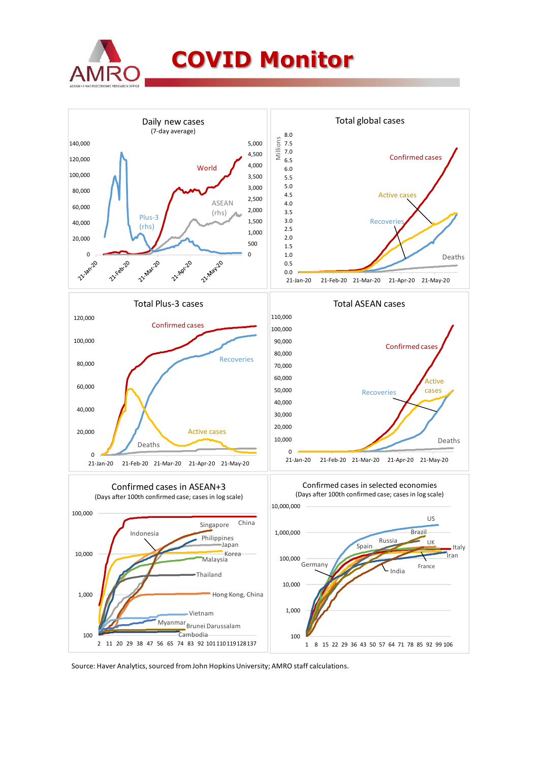# COVID Monitor

## Daily new cases

(7-day average)

140,000
120,000
100,000
80,000
60,000
40,000
20,000
0

5,000
4,500
4,000
3,500
3,000
2,500
2,000
1,500
1,000
500
0

World

ASEAN (rhs)

Plus-3 (rhs)

21-Jan-20 21-Feb-20 21-Mar-20 21-Apr-20 21-May-20

## Total global cases

Millions

8.0 7.5 7.0 6.5 6.0 5.5 5.0 4.5 4.0 3.5 3.0 2.5 2.0 1.5 1.0 0.5 0.0

Confirmed cases

Active cases

Recoveries

Deaths

21-Jan-20 21-Feb-20 21-Mar-20 21-Apr-20 21-May-20

## Total Plus-3 cases

120,000
100,000
80,000
60,000
40,000
20,000
0

Confirmed cases

Recoveries

Active cases

Deaths

21-Jan-20 21-Feb-20 21-Mar-20 21-Apr-20 21-May-20

## Total ASEAN cases

110,000
100,000
90,000
80,000
70,000
60,000
50,000
40,000
30,000
20,000
10,000
0

Confirmed cases

Active cases

Recoveries

Deaths

21-Jan-20 21-Feb-20 21-Mar-20 21-Apr-20 21-May-20

## Confirmed cases in ASEAN+3

(Days after 100th confirmed case; cases in log scale)

100,000
10,000
1,000
100

China
Singapore
Indonesia
Philippines
Japan
Korea
Malaysia
Thailand
Hong Kong, China
Vietnam
Myanmar
Brunei Darussalam
Cambodia

2 11 20 29 38 47 56 65 74 83 92 101 110 119 128 137

## Confirmed cases in selected economies

(Days after 100th confirmed case; cases in log scale)

10,000,000
1,000,000
100,000
10,000
1,000
100

US
Brazil
Russia
UK
Spain
Italy
Iran
Germany
France
India

1 8 15 22 29 36 43 50 57 64 71 78 85 92 99 106

Source: Haver Analytics, sourced from John Hopkins University; AMRO staff calculations.